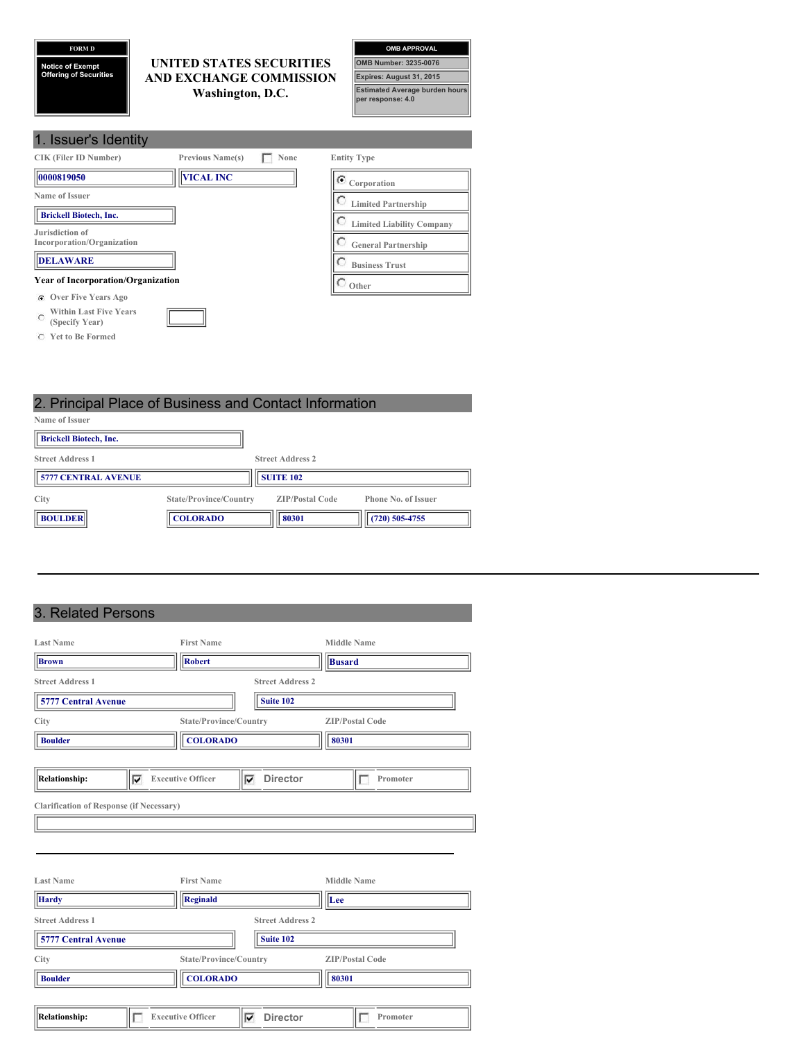**FORM D**

**Notice of Exempt Offering of Securities**

# UNITED STATES SECURITIES AND EXCHANGE COMMISSION
Washington, D.C.

**OMB APPROVAL**

OMB Number: 3235-0076

Expires: August 31, 2015

Estimated Average burden hours per response: 4.0

## 1. Issuer's Identity

| CIK (Filer ID Number) | Previous Name(s) | Entity Type |
|---|---|---|
| 0000819050 | VICAL INC | (X) Corporation |

☐ None

Name of Issuer: Brickell Biotech, Inc.

Jurisdiction of Incorporation/Organization: DELAWARE

Entity Type:
- (X) Corporation
- ( ) Limited Partnership
- ( ) Limited Liability Company
- ( ) General Partnership
- ( ) Business Trust
- ( ) Other

**Year of Incorporation/Organization**

- (X) Over Five Years Ago
- ( ) Within Last Five Years (Specify Year)
- ( ) Yet to Be Formed

## 2. Principal Place of Business and Contact Information

Name of Issuer: Brickell Biotech, Inc.

| Street Address 1 | Street Address 2 |
|---|---|
| 5777 CENTRAL AVENUE | SUITE 102 |

| City | State/Province/Country | ZIP/Postal Code | Phone No. of Issuer |
|---|---|---|---|
| BOULDER | COLORADO | 80301 | (720) 505-4755 |

## 3. Related Persons

| Last Name | First Name | Middle Name |
|---|---|---|
| Brown | Robert | Busard |

| Street Address 1 | Street Address 2 |
|---|---|
| 5777 Central Avenue | Suite 102 |

| City | State/Province/Country | ZIP/Postal Code |
|---|---|---|
| Boulder | COLORADO | 80301 |

Relationship: ☑ Executive Officer ☑ Director ☐ Promoter

Clarification of Response (if Necessary):

---

| Last Name | First Name | Middle Name |
|---|---|---|
| Hardy | Reginald | Lee |

| Street Address 1 | Street Address 2 |
|---|---|
| 5777 Central Avenue | Suite 102 |

| City | State/Province/Country | ZIP/Postal Code |
|---|---|---|
| Boulder | COLORADO | 80301 |

Relationship: ☐ Executive Officer ☑ Director ☐ Promoter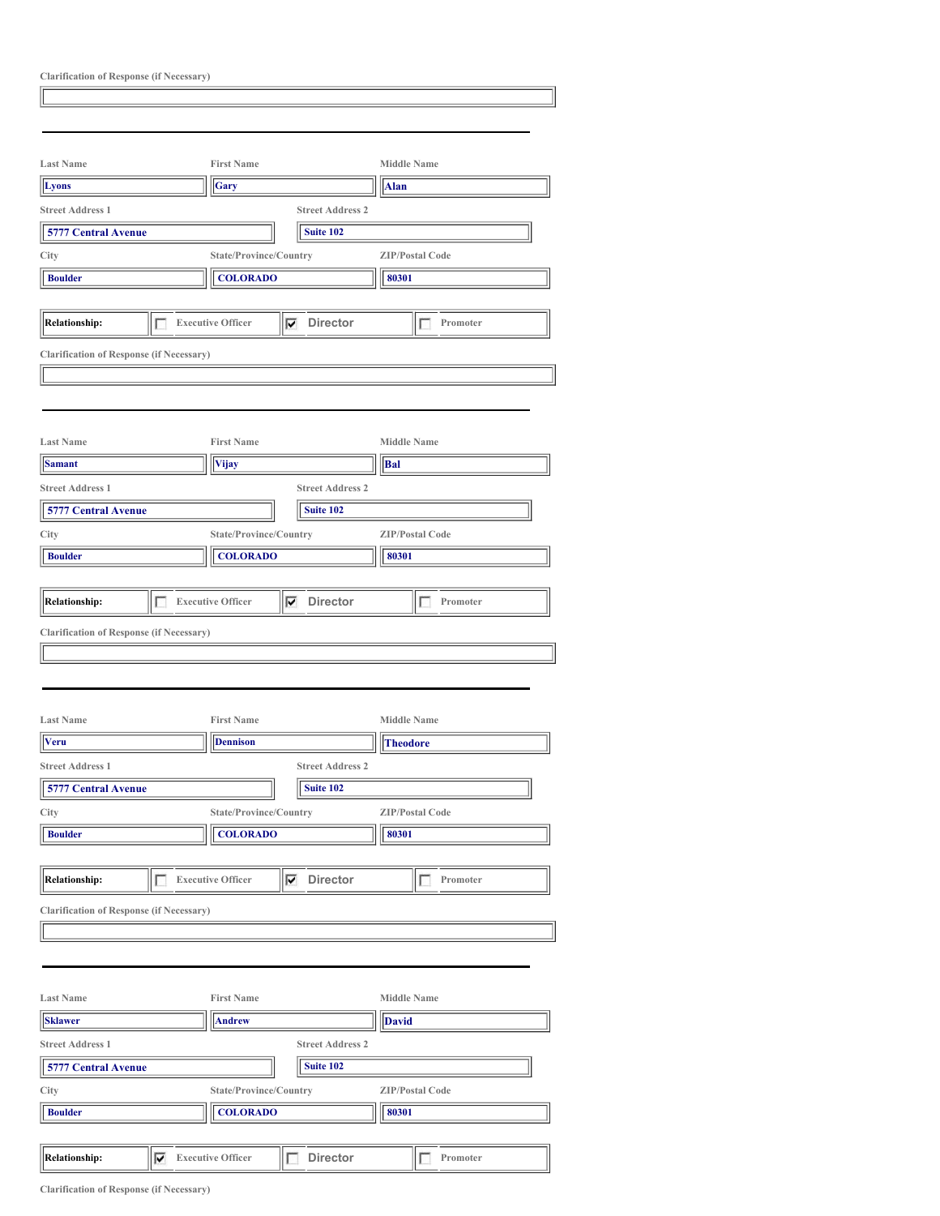Clarification of Response (if Necessary)

| |
|---|
| |

---

| Last Name | First Name | Middle Name |
|---|---|---|
| Lyons | Gary | Alan |

| Street Address 1 | Street Address 2 |
|---|---|
| 5777 Central Avenue | Suite 102 |

| City | State/Province/Country | ZIP/Postal Code |
|---|---|---|
| Boulder | COLORADO | 80301 |

| Relationship: | ☐ Executive Officer | ☑ Director | ☐ Promoter |
|---|---|---|---|

Clarification of Response (if Necessary)

| |
|---|
| |

---

| Last Name | First Name | Middle Name |
|---|---|---|
| Samant | Vijay | Bal |

| Street Address 1 | Street Address 2 |
|---|---|
| 5777 Central Avenue | Suite 102 |

| City | State/Province/Country | ZIP/Postal Code |
|---|---|---|
| Boulder | COLORADO | 80301 |

| Relationship: | ☐ Executive Officer | ☑ Director | ☐ Promoter |
|---|---|---|---|

Clarification of Response (if Necessary)

| |
|---|
| |

---

| Last Name | First Name | Middle Name |
|---|---|---|
| Veru | Dennison | Theodore |

| Street Address 1 | Street Address 2 |
|---|---|
| 5777 Central Avenue | Suite 102 |

| City | State/Province/Country | ZIP/Postal Code |
|---|---|---|
| Boulder | COLORADO | 80301 |

| Relationship: | ☐ Executive Officer | ☑ Director | ☐ Promoter |
|---|---|---|---|

Clarification of Response (if Necessary)

| |
|---|
| |

---

| Last Name | First Name | Middle Name |
|---|---|---|
| Sklawer | Andrew | David |

| Street Address 1 | Street Address 2 |
|---|---|
| 5777 Central Avenue | Suite 102 |

| City | State/Province/Country | ZIP/Postal Code |
|---|---|---|
| Boulder | COLORADO | 80301 |

| Relationship: | ☑ Executive Officer | ☐ Director | ☐ Promoter |
|---|---|---|---|

Clarification of Response (if Necessary)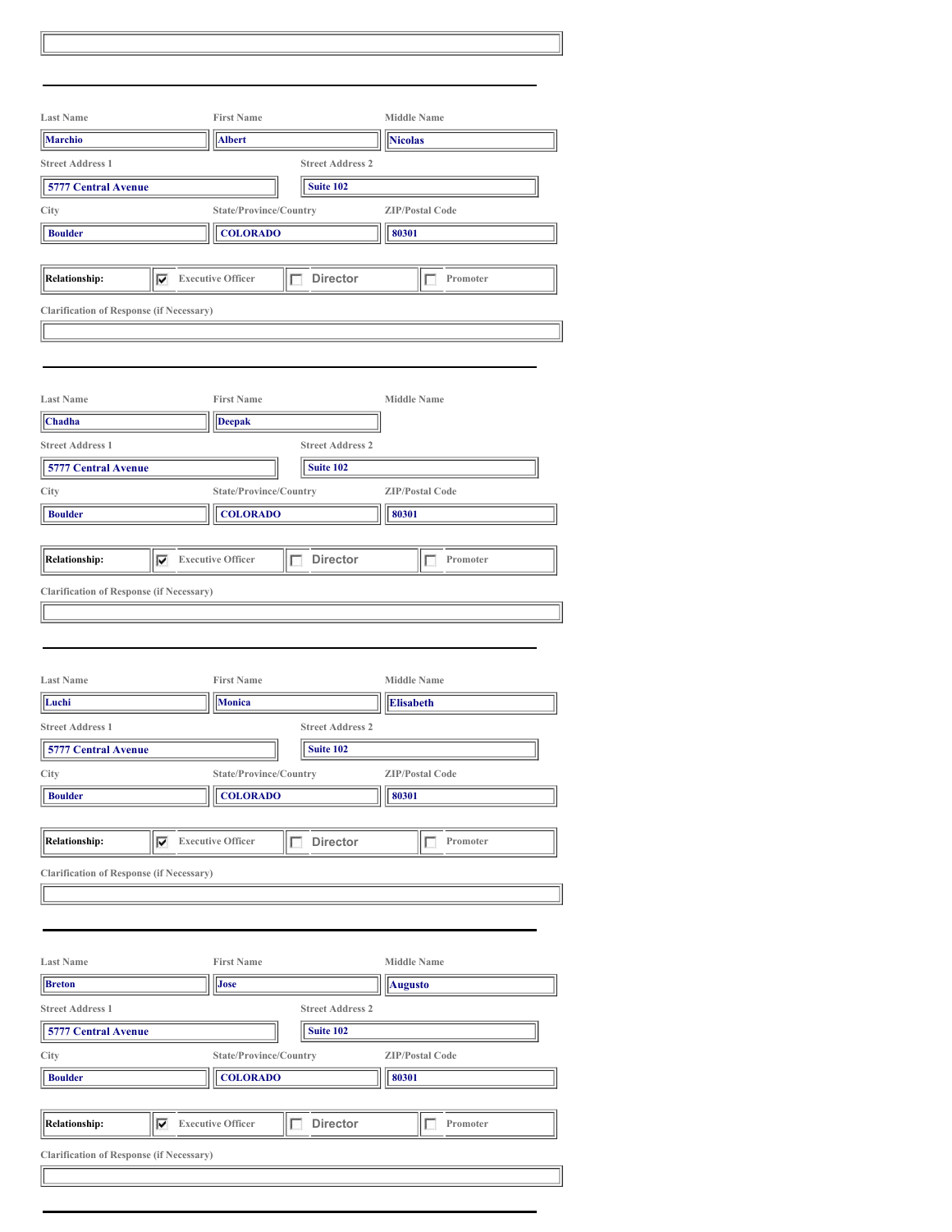---

| Last Name | First Name | Middle Name |
|---|---|---|
| Marchio | Albert | Nicolas |

| Street Address 1 | Street Address 2 |
|---|---|
| 5777 Central Avenue | Suite 102 |

| City | State/Province/Country | ZIP/Postal Code |
|---|---|---|
| Boulder | COLORADO | 80301 |

| Relationship: | ☑ Executive Officer | ☐ Director | ☐ Promoter |
|---|---|---|---|

Clarification of Response (if Necessary)

---

| Last Name | First Name | Middle Name |
|---|---|---|
| Chadha | Deepak | |

| Street Address 1 | Street Address 2 |
|---|---|
| 5777 Central Avenue | Suite 102 |

| City | State/Province/Country | ZIP/Postal Code |
|---|---|---|
| Boulder | COLORADO | 80301 |

| Relationship: | ☑ Executive Officer | ☐ Director | ☐ Promoter |
|---|---|---|---|

Clarification of Response (if Necessary)

---

| Last Name | First Name | Middle Name |
|---|---|---|
| Luchi | Monica | Elisabeth |

| Street Address 1 | Street Address 2 |
|---|---|
| 5777 Central Avenue | Suite 102 |

| City | State/Province/Country | ZIP/Postal Code |
|---|---|---|
| Boulder | COLORADO | 80301 |

| Relationship: | ☑ Executive Officer | ☐ Director | ☐ Promoter |
|---|---|---|---|

Clarification of Response (if Necessary)

---

| Last Name | First Name | Middle Name |
|---|---|---|
| Breton | Jose | Augusto |

| Street Address 1 | Street Address 2 |
|---|---|
| 5777 Central Avenue | Suite 102 |

| City | State/Province/Country | ZIP/Postal Code |
|---|---|---|
| Boulder | COLORADO | 80301 |

| Relationship: | ☑ Executive Officer | ☐ Director | ☐ Promoter |
|---|---|---|---|

Clarification of Response (if Necessary)

---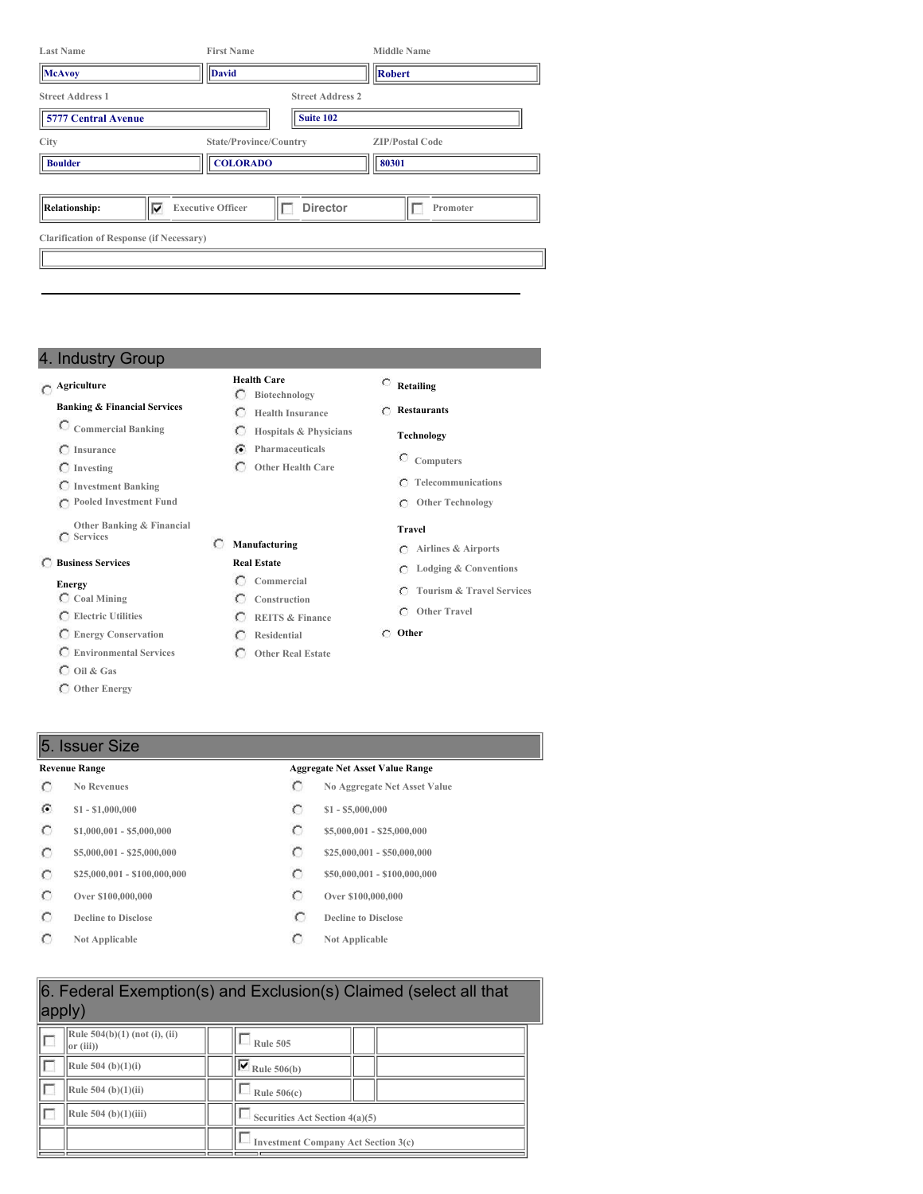| Last Name | First Name | Middle Name |
|---|---|---|
| McAvoy | David | Robert |

| Street Address 1 | Street Address 2 |
|---|---|
| 5777 Central Avenue | Suite 102 |

| City | State/Province/Country | ZIP/Postal Code |
|---|---|---|
| Boulder | COLORADO | 80301 |

| Relationship: | ☑ Executive Officer | ☐ Director | ☐ Promoter |
|---|---|---|---|

Clarification of Response (if Necessary)

---

## 4. Industry Group

- ○ Agriculture
- Banking & Financial Services
  - ○ Commercial Banking
  - ○ Insurance
  - ○ Investing
  - ○ Investment Banking
  - ○ Pooled Investment Fund
  - ○ Other Banking & Financial Services
- ○ Business Services
- Energy
  - ○ Coal Mining
  - ○ Electric Utilities
  - ○ Energy Conservation
  - ○ Environmental Services
  - ○ Oil & Gas
  - ○ Other Energy
- Health Care
  - ○ Biotechnology
  - ○ Health Insurance
  - ○ Hospitals & Physicians
  - ◉ Pharmaceuticals
  - ○ Other Health Care
- ○ Manufacturing
- Real Estate
  - ○ Commercial
  - ○ Construction
  - ○ REITS & Finance
  - ○ Residential
  - ○ Other Real Estate
- ○ Retailing
- ○ Restaurants
- Technology
  - ○ Computers
  - ○ Telecommunications
  - ○ Other Technology
- Travel
  - ○ Airlines & Airports
  - ○ Lodging & Conventions
  - ○ Tourism & Travel Services
  - ○ Other Travel
- ○ Other

## 5. Issuer Size

| Revenue Range | Aggregate Net Asset Value Range |
|---|---|
| ○ No Revenues | ○ No Aggregate Net Asset Value |
| ◉ $1 - $1,000,000 | ○ $1 - $5,000,000 |
| ○ $1,000,001 - $5,000,000 | ○ $5,000,001 - $25,000,000 |
| ○ $5,000,001 - $25,000,000 | ○ $25,000,001 - $50,000,000 |
| ○ $25,000,001 - $100,000,000 | ○ $50,000,001 - $100,000,000 |
| ○ Over $100,000,000 | ○ Over $100,000,000 |
| ○ Decline to Disclose | ○ Decline to Disclose |
| ○ Not Applicable | ○ Not Applicable |

## 6. Federal Exemption(s) and Exclusion(s) Claimed (select all that apply)

| | |
|---|---|
| ☐ Rule 504(b)(1) (not (i), (ii) or (iii)) | ☐ Rule 505 |
| ☐ Rule 504 (b)(1)(i) | ☑ Rule 506(b) |
| ☐ Rule 504 (b)(1)(ii) | ☐ Rule 506(c) |
| ☐ Rule 504 (b)(1)(iii) | ☐ Securities Act Section 4(a)(5) |
| | ☐ Investment Company Act Section 3(c) |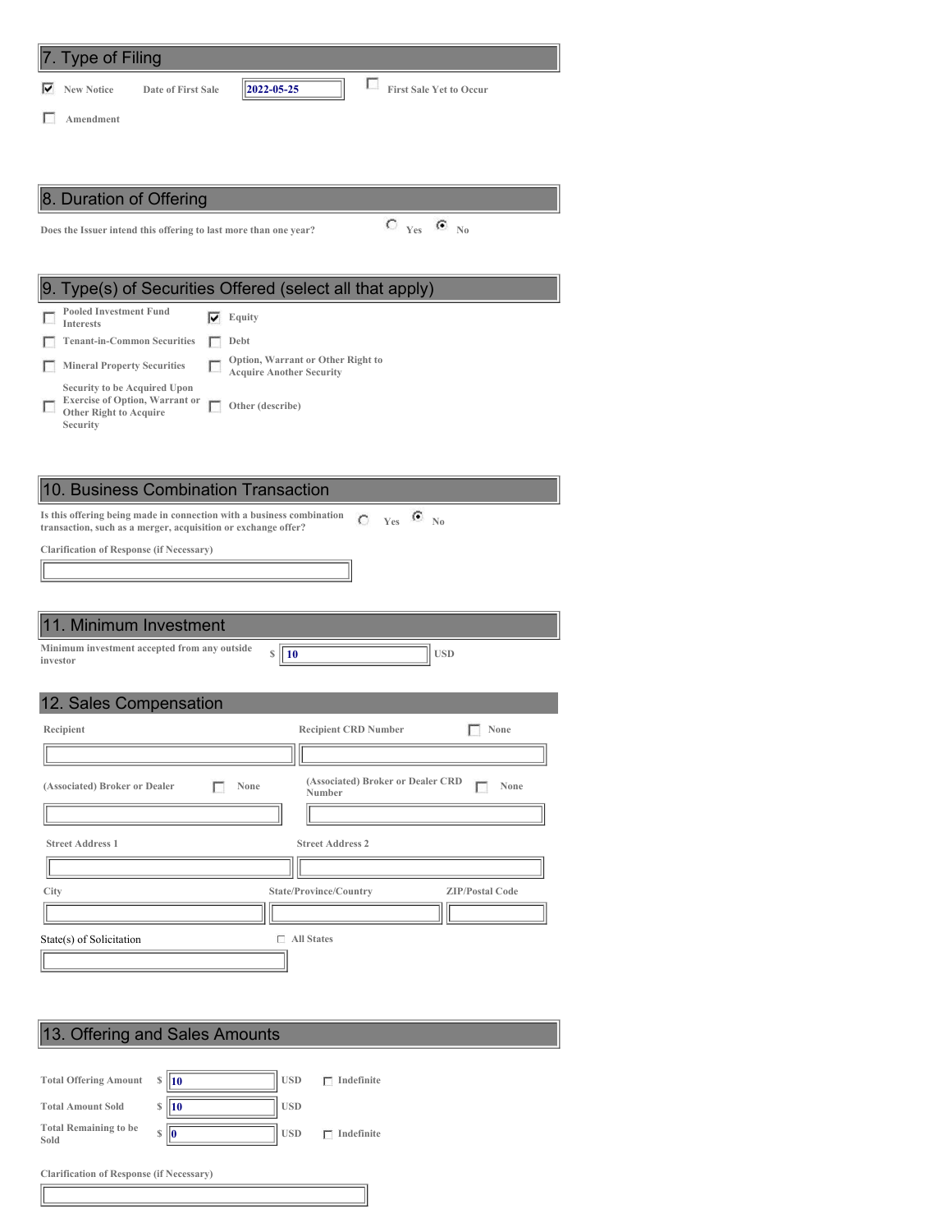## 7. Type of Filing

☑ New Notice   Date of First Sale: 2022-05-25   ☐ First Sale Yet to Occur

☐ Amendment

## 8. Duration of Offering

Does the Issuer intend this offering to last more than one year?   ○ Yes   ◉ No

## 9. Type(s) of Securities Offered (select all that apply)

- ☐ Pooled Investment Fund Interests
- ☑ Equity
- ☐ Tenant-in-Common Securities
- ☐ Debt
- ☐ Mineral Property Securities
- ☐ Option, Warrant or Other Right to Acquire Another Security
- ☐ Security to be Acquired Upon Exercise of Option, Warrant or Other Right to Acquire Security
- ☐ Other (describe)

## 10. Business Combination Transaction

Is this offering being made in connection with a business combination transaction, such as a merger, acquisition or exchange offer?   ○ Yes   ◉ No

Clarification of Response (if Necessary)

## 11. Minimum Investment

Minimum investment accepted from any outside investor: $ 10 USD

## 12. Sales Compensation

Recipient:

Recipient CRD Number:   ☐ None

(Associated) Broker or Dealer:   ☐ None

(Associated) Broker or Dealer CRD Number:   ☐ None

Street Address 1:

Street Address 2:

City:

State/Province/Country:

ZIP/Postal Code:

State(s) of Solicitation:   ☐ All States

## 13. Offering and Sales Amounts

| | | | |
|---|---|---|---|
| Total Offering Amount | $ 10 | USD | ☐ Indefinite |
| Total Amount Sold | $ 10 | USD | |
| Total Remaining to be Sold | $ 0 | USD | ☐ Indefinite |

Clarification of Response (if Necessary)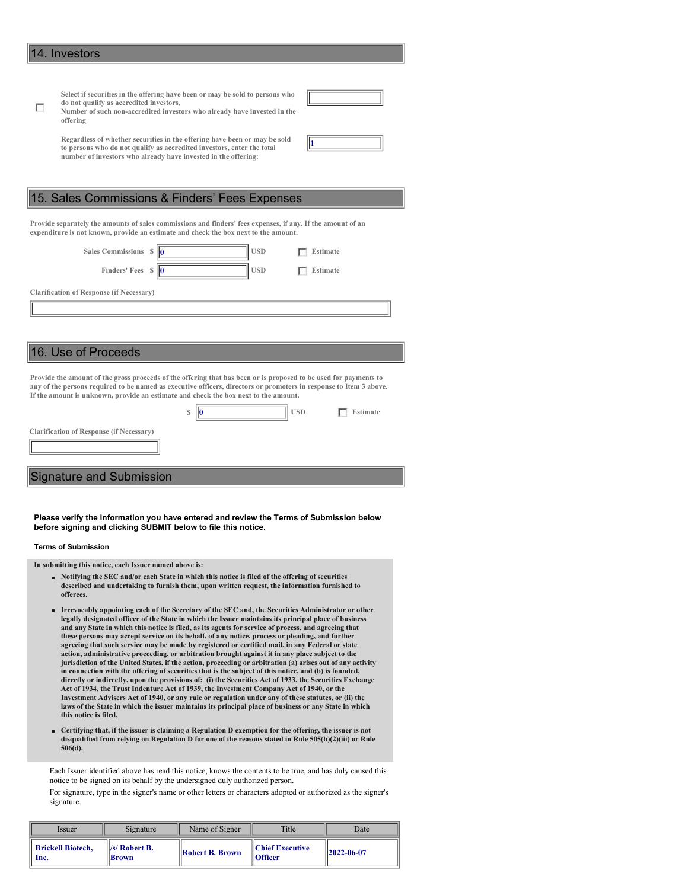## 14. Investors

☐ Select if securities in the offering have been or may be sold to persons who do not qualify as accredited investors,
Number of such non-accredited investors who already have invested in the offering

Regardless of whether securities in the offering have been or may be sold to persons who do not qualify as accredited investors, enter the total number of investors who already have invested in the offering: 1

## 15. Sales Commissions & Finders' Fees Expenses

Provide separately the amounts of sales commissions and finders' fees expenses, if any. If the amount of an expenditure is not known, provide an estimate and check the box next to the amount.

Sales Commissions $ 0 USD ☐ Estimate

Finders' Fees $ 0 USD ☐ Estimate

Clarification of Response (if Necessary)

## 16. Use of Proceeds

Provide the amount of the gross proceeds of the offering that has been or is proposed to be used for payments to any of the persons required to be named as executive officers, directors or promoters in response to Item 3 above. If the amount is unknown, provide an estimate and check the box next to the amount.

$ 0 USD ☐ Estimate

Clarification of Response (if Necessary)

## Signature and Submission

**Please verify the information you have entered and review the Terms of Submission below before signing and clicking SUBMIT below to file this notice.**

**Terms of Submission**

**In submitting this notice, each Issuer named above is:**

- **Notifying the SEC and/or each State in which this notice is filed of the offering of securities described and undertaking to furnish them, upon written request, the information furnished to offerees.**
- **Irrevocably appointing each of the Secretary of the SEC and, the Securities Administrator or other legally designated officer of the State in which the Issuer maintains its principal place of business and any State in which this notice is filed, as its agents for service of process, and agreeing that these persons may accept service on its behalf, of any notice, process or pleading, and further agreeing that such service may be made by registered or certified mail, in any Federal or state action, administrative proceeding, or arbitration brought against it in any place subject to the jurisdiction of the United States, if the action, proceeding or arbitration (a) arises out of any activity in connection with the offering of securities that is the subject of this notice, and (b) is founded, directly or indirectly, upon the provisions of: (i) the Securities Act of 1933, the Securities Exchange Act of 1934, the Trust Indenture Act of 1939, the Investment Company Act of 1940, or the Investment Advisers Act of 1940, or any rule or regulation under any of these statutes, or (ii) the laws of the State in which the issuer maintains its principal place of business or any State in which this notice is filed.**
- **Certifying that, if the issuer is claiming a Regulation D exemption for the offering, the issuer is not disqualified from relying on Regulation D for one of the reasons stated in Rule 505(b)(2)(iii) or Rule 506(d).**

Each Issuer identified above has read this notice, knows the contents to be true, and has duly caused this notice to be signed on its behalf by the undersigned duly authorized person.

For signature, type in the signer's name or other letters or characters adopted or authorized as the signer's signature.

| Issuer | Signature | Name of Signer | Title | Date |
|---|---|---|---|---|
| Brickell Biotech, Inc. | /s/ Robert B. Brown | Robert B. Brown | Chief Executive Officer | 2022-06-07 |